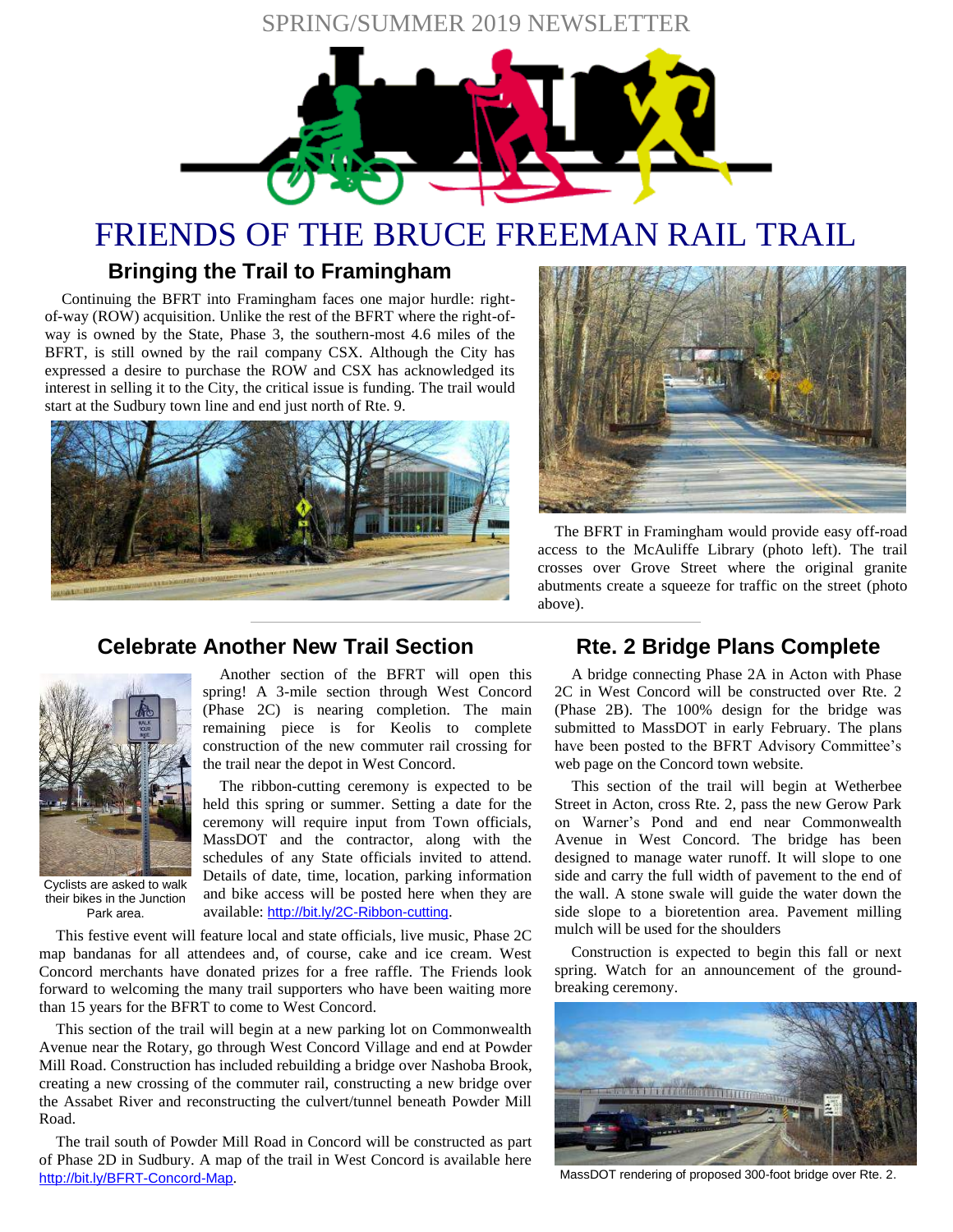SPRING/SUMMER 2019 NEWSLETTER

# FRIENDS OF THE BRUCE FREEMAN RAIL TRAIL

## Bringing the Trail to Framingham

Continuing the BFRT into Framingham faces one major hurdle: right-of-way (ROW) acquisition. Unlike the rest of the BFRT where the right-of-way is owned by the State, Phase 3, the southern-most 4.6 miles of the BFRT, is still owned by the rail company CSX. Although the City has expressed a desire to purchase the ROW and CSX has acknowledged its interest in selling it to the City, the critical issue is funding. The trail would start at the Sudbury town line and end just north of Rte. 9.

The BFRT in Framingham would provide easy off-road access to the McAuliffe Library (photo left). The trail crosses over Grove Street where the original granite abutments create a squeeze for traffic on the street (photo above).

## Celebrate Another New Trail Section

Another section of the BFRT will open this spring! A 3-mile section through West Concord (Phase 2C) is nearing completion. The main remaining piece is for Keolis to complete construction of the new commuter rail crossing for the trail near the depot in West Concord.

The ribbon-cutting ceremony is expected to be held this spring or summer. Setting a date for the ceremony will require input from Town officials, MassDOT and the contractor, along with the schedules of any State officials invited to attend. Details of date, time, location, parking information and bike access will be posted here when they are available: http://bit.ly/2C-Ribbon-cutting.

Cyclists are asked to walk their bikes in the Junction Park area.

This festive event will feature local and state officials, live music, Phase 2C map bandanas for all attendees and, of course, cake and ice cream. West Concord merchants have donated prizes for a free raffle. The Friends look forward to welcoming the many trail supporters who have been waiting more than 15 years for the BFRT to come to West Concord.

This section of the trail will begin at a new parking lot on Commonwealth Avenue near the Rotary, go through West Concord Village and end at Powder Mill Road. Construction has included rebuilding a bridge over Nashoba Brook, creating a new crossing of the commuter rail, constructing a new bridge over the Assabet River and reconstructing the culvert/tunnel beneath Powder Mill Road.

The trail south of Powder Mill Road in Concord will be constructed as part of Phase 2D in Sudbury. A map of the trail in West Concord is available here http://bit.ly/BFRT-Concord-Map.

## Rte. 2 Bridge Plans Complete

A bridge connecting Phase 2A in Acton with Phase 2C in West Concord will be constructed over Rte. 2 (Phase 2B). The 100% design for the bridge was submitted to MassDOT in early February. The plans have been posted to the BFRT Advisory Committee's web page on the Concord town website.

This section of the trail will begin at Wetherbee Street in Acton, cross Rte. 2, pass the new Gerow Park on Warner's Pond and end near Commonwealth Avenue in West Concord. The bridge has been designed to manage water runoff. It will slope to one side and carry the full width of pavement to the end of the wall. A stone swale will guide the water down the side slope to a bioretention area. Pavement milling mulch will be used for the shoulders

Construction is expected to begin this fall or next spring. Watch for an announcement of the ground-breaking ceremony.

MassDOT rendering of proposed 300-foot bridge over Rte. 2.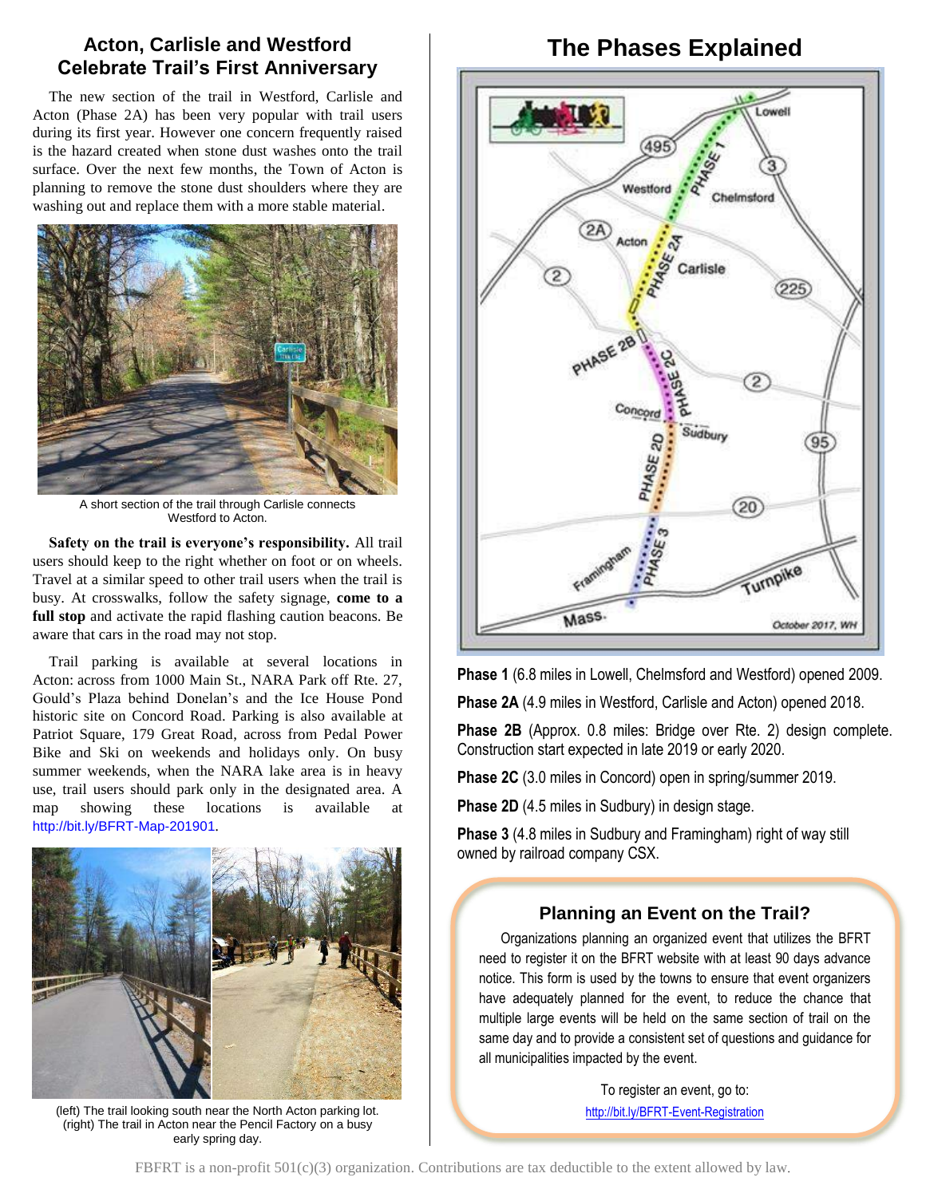## Acton, Carlisle and Westford Celebrate Trail's First Anniversary

The new section of the trail in Westford, Carlisle and Acton (Phase 2A) has been very popular with trail users during its first year. However one concern frequently raised is the hazard created when stone dust washes onto the trail surface. Over the next few months, the Town of Acton is planning to remove the stone dust shoulders where they are washing out and replace them with a more stable material.

A short section of the trail through Carlisle connects Westford to Acton.

**Safety on the trail is everyone's responsibility.** All trail users should keep to the right whether on foot or on wheels. Travel at a similar speed to other trail users when the trail is busy. At crosswalks, follow the safety signage, **come to a full stop** and activate the rapid flashing caution beacons. Be aware that cars in the road may not stop.

Trail parking is available at several locations in Acton: across from 1000 Main St., NARA Park off Rte. 27, Gould's Plaza behind Donelan's and the Ice House Pond historic site on Concord Road. Parking is also available at Patriot Square, 179 Great Road, across from Pedal Power Bike and Ski on weekends and holidays only. On busy summer weekends, when the NARA lake area is in heavy use, trail users should park only in the designated area. A map showing these locations is available at http://bit.ly/BFRT-Map-201901.

(left) The trail looking south near the North Acton parking lot. (right) The trail in Acton near the Pencil Factory on a busy early spring day.

## The Phases Explained

**Phase 1** (6.8 miles in Lowell, Chelmsford and Westford) opened 2009.

**Phase 2A** (4.9 miles in Westford, Carlisle and Acton) opened 2018.

**Phase 2B** (Approx. 0.8 miles: Bridge over Rte. 2) design complete. Construction start expected in late 2019 or early 2020.

**Phase 2C** (3.0 miles in Concord) open in spring/summer 2019.

**Phase 2D** (4.5 miles in Sudbury) in design stage.

**Phase 3** (4.8 miles in Sudbury and Framingham) right of way still owned by railroad company CSX.

### Planning an Event on the Trail?

Organizations planning an organized event that utilizes the BFRT need to register it on the BFRT website with at least 90 days advance notice. This form is used by the towns to ensure that event organizers have adequately planned for the event, to reduce the chance that multiple large events will be held on the same section of trail on the same day and to provide a consistent set of questions and guidance for all municipalities impacted by the event.

To register an event, go to: http://bit.ly/BFRT-Event-Registration

FBFRT is a non-profit 501(c)(3) organization. Contributions are tax deductible to the extent allowed by law.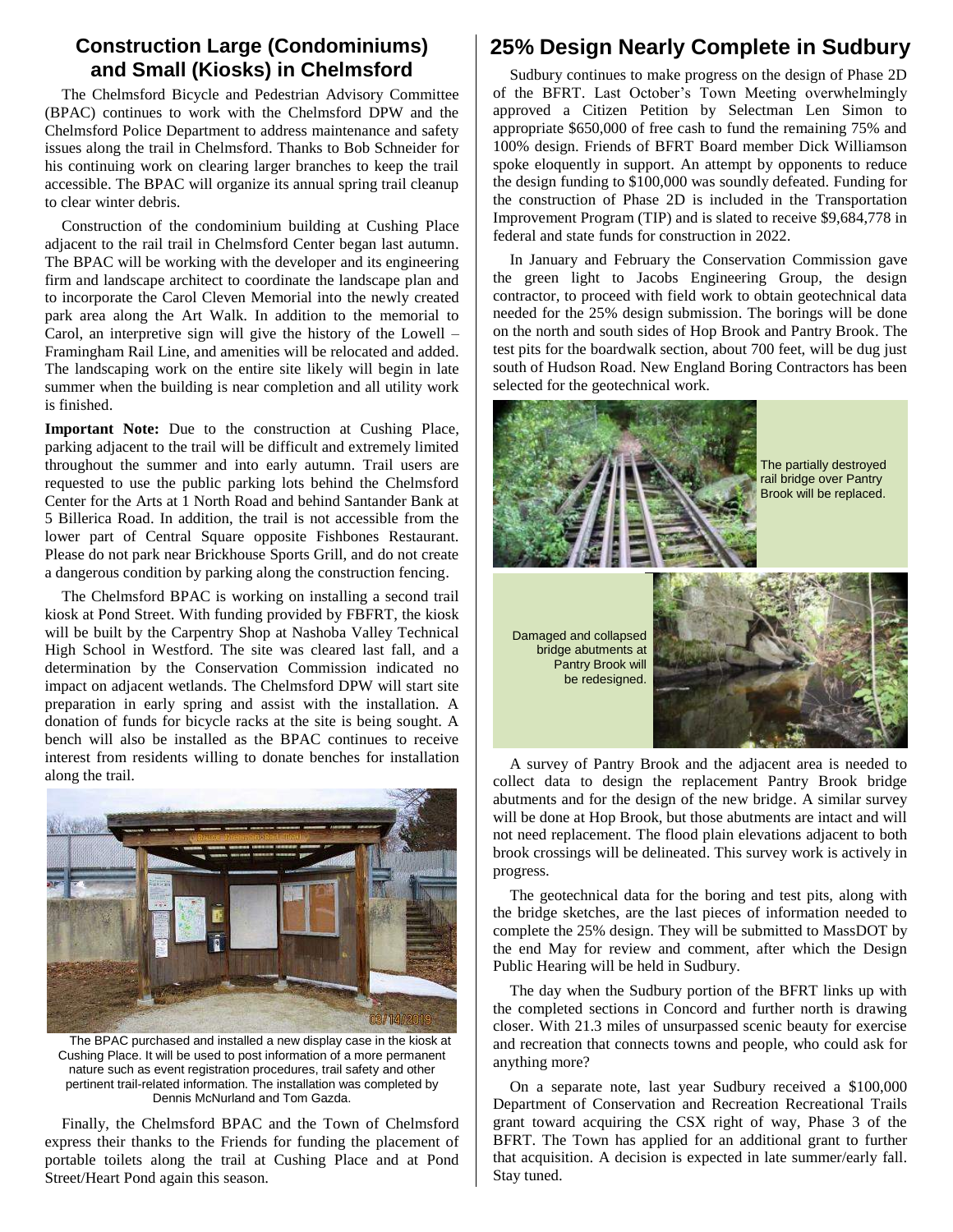## Construction Large (Condominiums) and Small (Kiosks) in Chelmsford

The Chelmsford Bicycle and Pedestrian Advisory Committee (BPAC) continues to work with the Chelmsford DPW and the Chelmsford Police Department to address maintenance and safety issues along the trail in Chelmsford. Thanks to Bob Schneider for his continuing work on clearing larger branches to keep the trail accessible. The BPAC will organize its annual spring trail cleanup to clear winter debris.

Construction of the condominium building at Cushing Place adjacent to the rail trail in Chelmsford Center began last autumn. The BPAC will be working with the developer and its engineering firm and landscape architect to coordinate the landscape plan and to incorporate the Carol Cleven Memorial into the newly created park area along the Art Walk. In addition to the memorial to Carol, an interpretive sign will give the history of the Lowell – Framingham Rail Line, and amenities will be relocated and added. The landscaping work on the entire site likely will begin in late summer when the building is near completion and all utility work is finished.

**Important Note:** Due to the construction at Cushing Place, parking adjacent to the trail will be difficult and extremely limited throughout the summer and into early autumn. Trail users are requested to use the public parking lots behind the Chelmsford Center for the Arts at 1 North Road and behind Santander Bank at 5 Billerica Road. In addition, the trail is not accessible from the lower part of Central Square opposite Fishbones Restaurant. Please do not park near Brickhouse Sports Grill, and do not create a dangerous condition by parking along the construction fencing.

The Chelmsford BPAC is working on installing a second trail kiosk at Pond Street. With funding provided by FBFRT, the kiosk will be built by the Carpentry Shop at Nashoba Valley Technical High School in Westford. The site was cleared last fall, and a determination by the Conservation Commission indicated no impact on adjacent wetlands. The Chelmsford DPW will start site preparation in early spring and assist with the installation. A donation of funds for bicycle racks at the site is being sought. A bench will also be installed as the BPAC continues to receive interest from residents willing to donate benches for installation along the trail.

The BPAC purchased and installed a new display case in the kiosk at Cushing Place. It will be used to post information of a more permanent nature such as event registration procedures, trail safety and other pertinent trail-related information. The installation was completed by Dennis McNurland and Tom Gazda.

Finally, the Chelmsford BPAC and the Town of Chelmsford express their thanks to the Friends for funding the placement of portable toilets along the trail at Cushing Place and at Pond Street/Heart Pond again this season.

## 25% Design Nearly Complete in Sudbury

Sudbury continues to make progress on the design of Phase 2D of the BFRT. Last October's Town Meeting overwhelmingly approved a Citizen Petition by Selectman Len Simon to appropriate $650,000 of free cash to fund the remaining 75% and 100% design. Friends of BFRT Board member Dick Williamson spoke eloquently in support. An attempt by opponents to reduce the design funding to $100,000 was soundly defeated. Funding for the construction of Phase 2D is included in the Transportation Improvement Program (TIP) and is slated to receive $9,684,778 in federal and state funds for construction in 2022.

In January and February the Conservation Commission gave the green light to Jacobs Engineering Group, the design contractor, to proceed with field work to obtain geotechnical data needed for the 25% design submission. The borings will be done on the north and south sides of Hop Brook and Pantry Brook. The test pits for the boardwalk section, about 700 feet, will be dug just south of Hudson Road. New England Boring Contractors has been selected for the geotechnical work.

The partially destroyed rail bridge over Pantry Brook will be replaced.

Damaged and collapsed bridge abutments at Pantry Brook will be redesigned.

A survey of Pantry Brook and the adjacent area is needed to collect data to design the replacement Pantry Brook bridge abutments and for the design of the new bridge. A similar survey will be done at Hop Brook, but those abutments are intact and will not need replacement. The flood plain elevations adjacent to both brook crossings will be delineated. This survey work is actively in progress.

The geotechnical data for the boring and test pits, along with the bridge sketches, are the last pieces of information needed to complete the 25% design. They will be submitted to MassDOT by the end May for review and comment, after which the Design Public Hearing will be held in Sudbury.

The day when the Sudbury portion of the BFRT links up with the completed sections in Concord and further north is drawing closer. With 21.3 miles of unsurpassed scenic beauty for exercise and recreation that connects towns and people, who could ask for anything more?

On a separate note, last year Sudbury received a $100,000 Department of Conservation and Recreation Recreational Trails grant toward acquiring the CSX right of way, Phase 3 of the BFRT. The Town has applied for an additional grant to further that acquisition. A decision is expected in late summer/early fall. Stay tuned.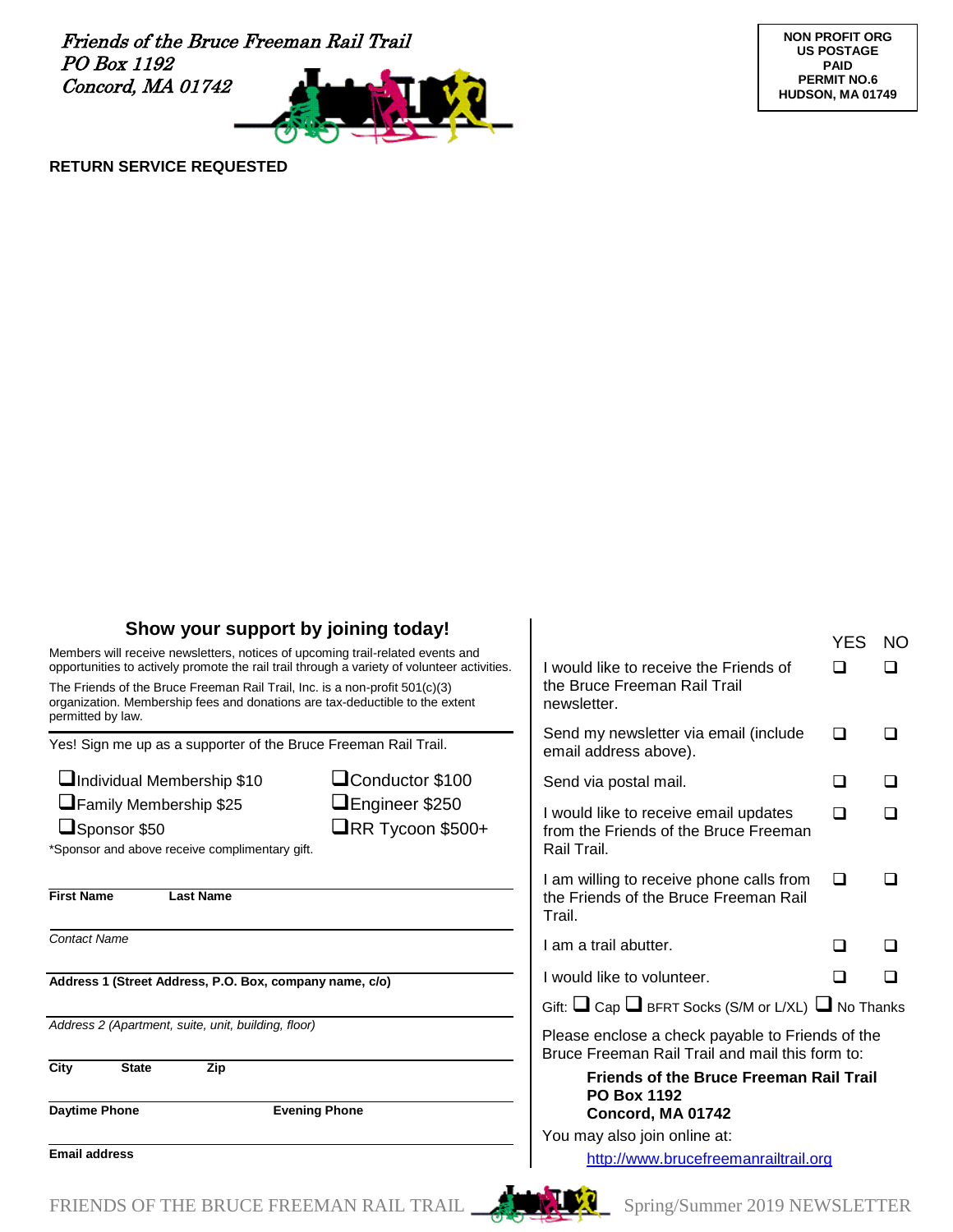*Friends of the Bruce Freeman Rail Trail*
*PO Box 1192*
*Concord, MA 01742*

**NON PROFIT ORG**
**US POSTAGE**
**PAID**
**PERMIT NO.6**
**HUDSON, MA 01749**

**RETURN SERVICE REQUESTED**

## Show your support by joining today!

Members will receive newsletters, notices of upcoming trail-related events and opportunities to actively promote the rail trail through a variety of volunteer activities.

The Friends of the Bruce Freeman Rail Trail, Inc. is a non-profit 501(c)(3) organization. Membership fees and donations are tax-deductible to the extent permitted by law.

Yes! Sign me up as a supporter of the Bruce Freeman Rail Trail.

- ❑ Individual Membership $10
- ❑ Family Membership $25
- ❑ Sponsor $50
- ❑ Conductor $100
- ❑ Engineer $250
- ❑ RR Tycoon $500+

*Sponsor and above receive complimentary gift.

**First Name** **Last Name**

*Contact Name*

**Address 1 (Street Address, P.O. Box, company name, c/o)**

*Address 2 (Apartment, suite, unit, building, floor)*

**City** **State** **Zip**

**Daytime Phone** **Evening Phone**

**Email address**

| | YES | NO |
|---|---|---|
| I would like to receive the Friends of the Bruce Freeman Rail Trail newsletter. | ❑ | ❑ |
| Send my newsletter via email (include email address above). | ❑ | ❑ |
| Send via postal mail. | ❑ | ❑ |
| I would like to receive email updates from the Friends of the Bruce Freeman Rail Trail. | ❑ | ❑ |
| I am willing to receive phone calls from the Friends of the Bruce Freeman Rail Trail. | ❑ | ❑ |
| I am a trail abutter. | ❑ | ❑ |
| I would like to volunteer. | ❑ | ❑ |

Gift: ❑ Cap ❑ BFRT Socks (S/M or L/XL) ❑ No Thanks

Please enclose a check payable to Friends of the Bruce Freeman Rail Trail and mail this form to:

**Friends of the Bruce Freeman Rail Trail**
**PO Box 1192**
**Concord, MA 01742**

You may also join online at:

http://www.brucefreemanrailtrail.org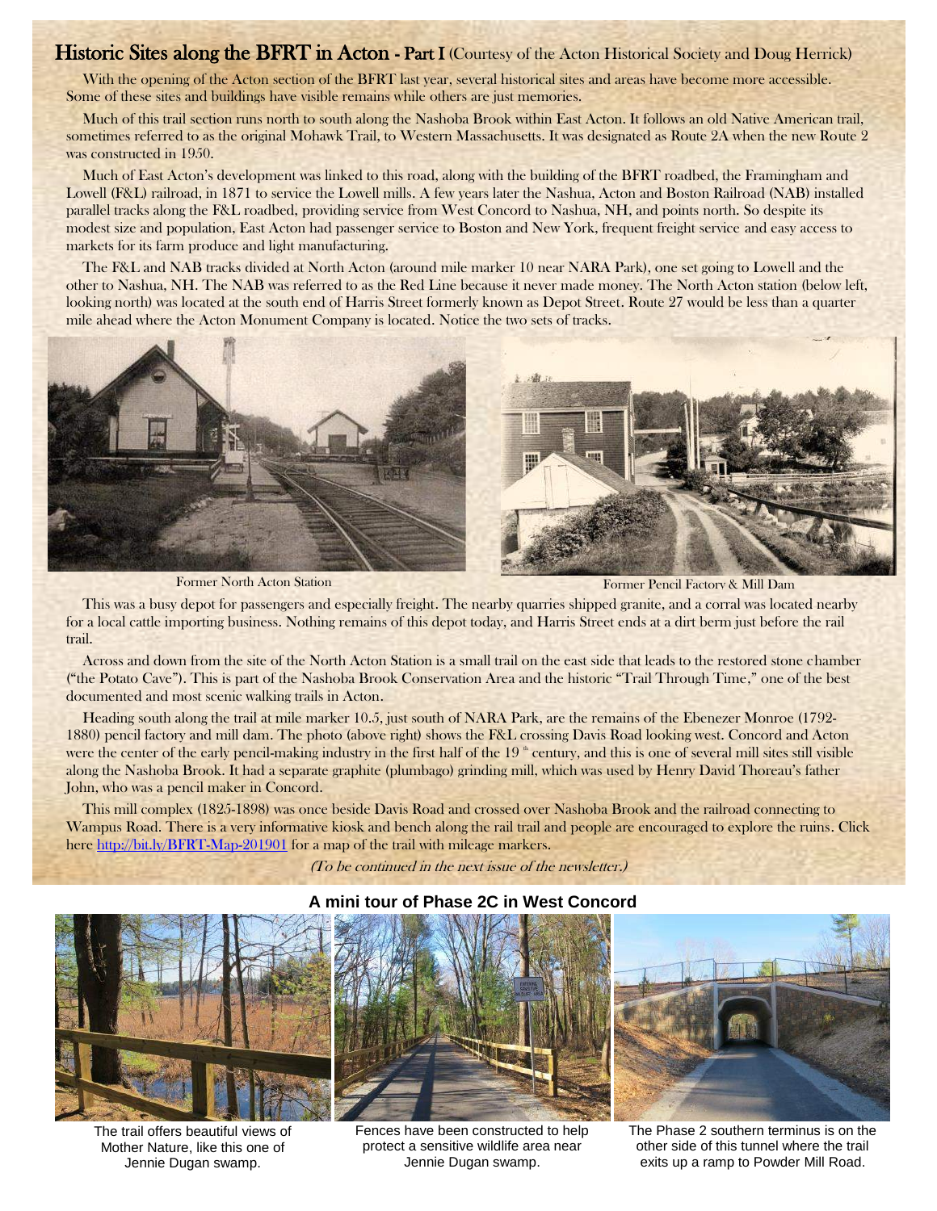## Historic Sites along the BFRT in Acton - Part I (Courtesy of the Acton Historical Society and Doug Herrick)

With the opening of the Acton section of the BFRT last year, several historical sites and areas have become more accessible. Some of these sites and buildings have visible remains while others are just memories.

Much of this trail section runs north to south along the Nashoba Brook within East Acton. It follows an old Native American trail, sometimes referred to as the original Mohawk Trail, to Western Massachusetts. It was designated as Route 2A when the new Route 2 was constructed in 1950.

Much of East Acton's development was linked to this road, along with the building of the BFRT roadbed, the Framingham and Lowell (F&L) railroad, in 1871 to service the Lowell mills. A few years later the Nashua, Acton and Boston Railroad (NAB) installed parallel tracks along the F&L roadbed, providing service from West Concord to Nashua, NH, and points north. So despite its modest size and population, East Acton had passenger service to Boston and New York, frequent freight service and easy access to markets for its farm produce and light manufacturing.

The F&L and NAB tracks divided at North Acton (around mile marker 10 near NARA Park), one set going to Lowell and the other to Nashua, NH. The NAB was referred to as the Red Line because it never made money. The North Acton station (below left, looking north) was located at the south end of Harris Street formerly known as Depot Street. Route 27 would be less than a quarter mile ahead where the Acton Monument Company is located. Notice the two sets of tracks.

Former North Acton Station

Former Pencil Factory & Mill Dam

This was a busy depot for passengers and especially freight. The nearby quarries shipped granite, and a corral was located nearby for a local cattle importing business. Nothing remains of this depot today, and Harris Street ends at a dirt berm just before the rail trail.

Across and down from the site of the North Acton Station is a small trail on the east side that leads to the restored stone chamber ("the Potato Cave"). This is part of the Nashoba Brook Conservation Area and the historic "Trail Through Time," one of the best documented and most scenic walking trails in Acton.

Heading south along the trail at mile marker 10.5, just south of NARA Park, are the remains of the Ebenezer Monroe (1792-1880) pencil factory and mill dam. The photo (above right) shows the F&L crossing Davis Road looking west. Concord and Acton were the center of the early pencil-making industry in the first half of the 19th century, and this is one of several mill sites still visible along the Nashoba Brook. It had a separate graphite (plumbago) grinding mill, which was used by Henry David Thoreau's father John, who was a pencil maker in Concord.

This mill complex (1825-1898) was once beside Davis Road and crossed over Nashoba Brook and the railroad connecting to Wampus Road. There is a very informative kiosk and bench along the rail trail and people are encouraged to explore the ruins. Click here http://bit.ly/BFRT-Map-201901 for a map of the trail with mileage markers.

*(To be continued in the next issue of the newsletter.)*

### A mini tour of Phase 2C in West Concord

The trail offers beautiful views of Mother Nature, like this one of Jennie Dugan swamp.

Fences have been constructed to help protect a sensitive wildlife area near Jennie Dugan swamp.

The Phase 2 southern terminus is on the other side of this tunnel where the trail exits up a ramp to Powder Mill Road.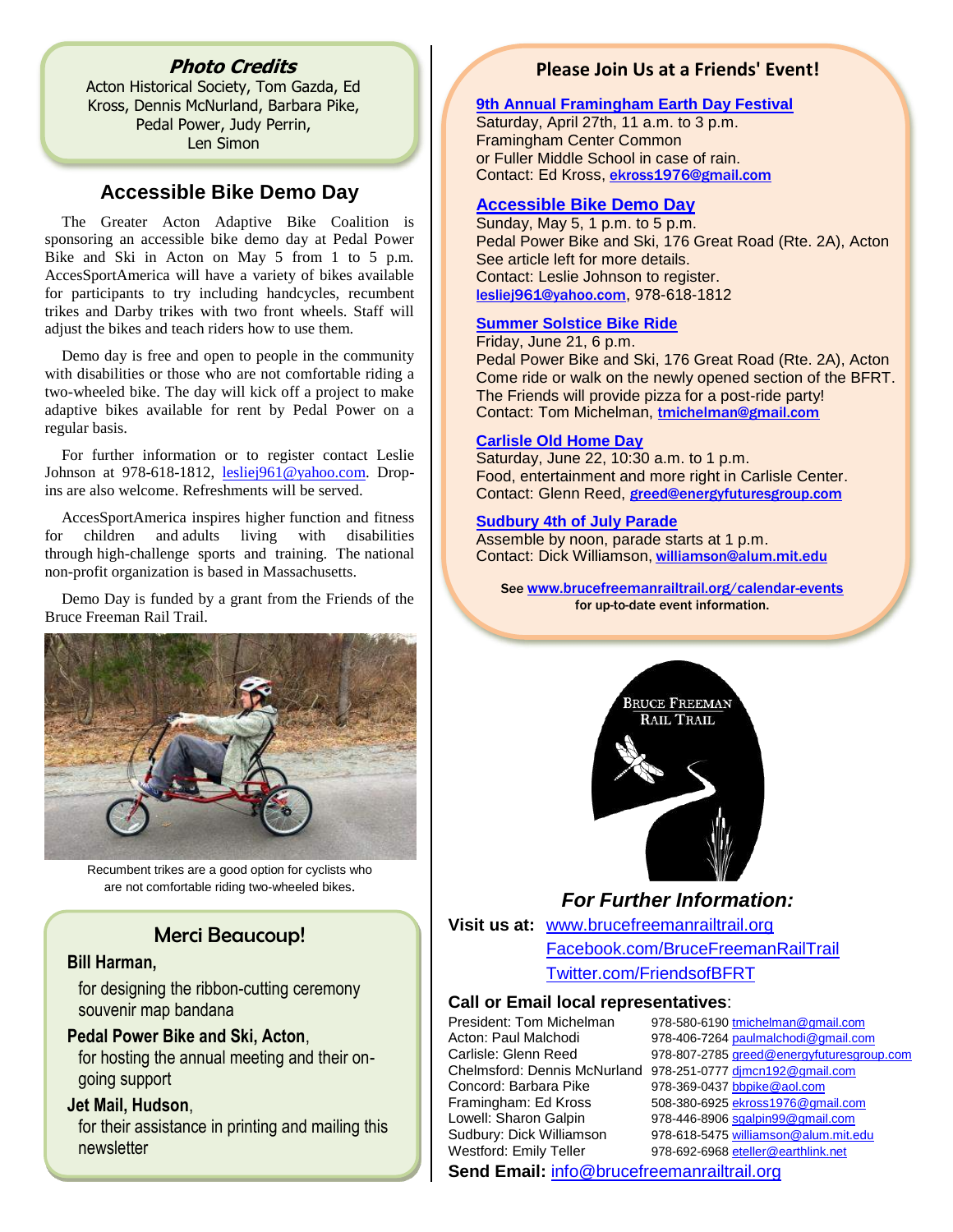### *Photo Credits*

Acton Historical Society, Tom Gazda, Ed Kross, Dennis McNurland, Barbara Pike, Pedal Power, Judy Perrin, Len Simon

## Accessible Bike Demo Day

The Greater Acton Adaptive Bike Coalition is sponsoring an accessible bike demo day at Pedal Power Bike and Ski in Acton on May 5 from 1 to 5 p.m. AccesSportAmerica will have a variety of bikes available for participants to try including handcycles, recumbent trikes and Darby trikes with two front wheels. Staff will adjust the bikes and teach riders how to use them.

Demo day is free and open to people in the community with disabilities or those who are not comfortable riding a two-wheeled bike. The day will kick off a project to make adaptive bikes available for rent by Pedal Power on a regular basis.

For further information or to register contact Leslie Johnson at 978-618-1812, lesliej961@yahoo.com. Drop-ins are also welcome. Refreshments will be served.

AccesSportAmerica inspires higher function and fitness for children and adults living with disabilities through high-challenge sports and training. The national non-profit organization is based in Massachusetts.

Demo Day is funded by a grant from the Friends of the Bruce Freeman Rail Trail.

Recumbent trikes are a good option for cyclists who are not comfortable riding two-wheeled bikes.

## Merci Beaucoup!

**Bill Harman,**
for designing the ribbon-cutting ceremony souvenir map bandana

**Pedal Power Bike and Ski, Acton**,
for hosting the annual meeting and their on-going support

**Jet Mail, Hudson**,
for their assistance in printing and mailing this newsletter

## Please Join Us at a Friends' Event!

**9th Annual Framingham Earth Day Festival**
Saturday, April 27th, 11 a.m. to 3 p.m.
Framingham Center Common
or Fuller Middle School in case of rain.
Contact: Ed Kross, **ekross1976@gmail.com**

**Accessible Bike Demo Day**
Sunday, May 5, 1 p.m. to 5 p.m.
Pedal Power Bike and Ski, 176 Great Road (Rte. 2A), Acton
See article left for more details.
Contact: Leslie Johnson to register.
**lesliej961@yahoo.com**, 978-618-1812

**Summer Solstice Bike Ride**
Friday, June 21, 6 p.m.
Pedal Power Bike and Ski, 176 Great Road (Rte. 2A), Acton
Come ride or walk on the newly opened section of the BFRT.
The Friends will provide pizza for a post-ride party!
Contact: Tom Michelman, **tmichelman@gmail.com**

**Carlisle Old Home Day**
Saturday, June 22, 10:30 a.m. to 1 p.m.
Food, entertainment and more right in Carlisle Center.
Contact: Glenn Reed, **greed@energyfuturesgroup.com**

**Sudbury 4th of July Parade**
Assemble by noon, parade starts at 1 p.m.
Contact: Dick Williamson, **williamson@alum.mit.edu**

**See www.brucefreemanrailtrail.org/calendar-events for up-to-date event information.**

BRUCE FREEMAN RAIL TRAIL

### *For Further Information:*

**Visit us at:** www.brucefreemanrailtrail.org
Facebook.com/BruceFreemanRailTrail
Twitter.com/FriendsofBFRT

**Call or Email local representatives**:

| | | |
|---|---|---|
| President: Tom Michelman | 978-580-6190 | tmichelman@gmail.com |
| Acton: Paul Malchodi | 978-406-7264 | paulmalchodi@gmail.com |
| Carlisle: Glenn Reed | 978-807-2785 | greed@energyfuturesgroup.com |
| Chelmsford: Dennis McNurland | 978-251-0777 | djmcn192@gmail.com |
| Concord: Barbara Pike | 978-369-0437 | bbpike@aol.com |
| Framingham: Ed Kross | 508-380-6925 | ekross1976@gmail.com |
| Lowell: Sharon Galpin | 978-446-8906 | sgalpin99@gmail.com |
| Sudbury: Dick Williamson | 978-618-5475 | williamson@alum.mit.edu |
| Westford: Emily Teller | 978-692-6968 | eteller@earthlink.net |

**Send Email:** info@brucefreemanrailtrail.org